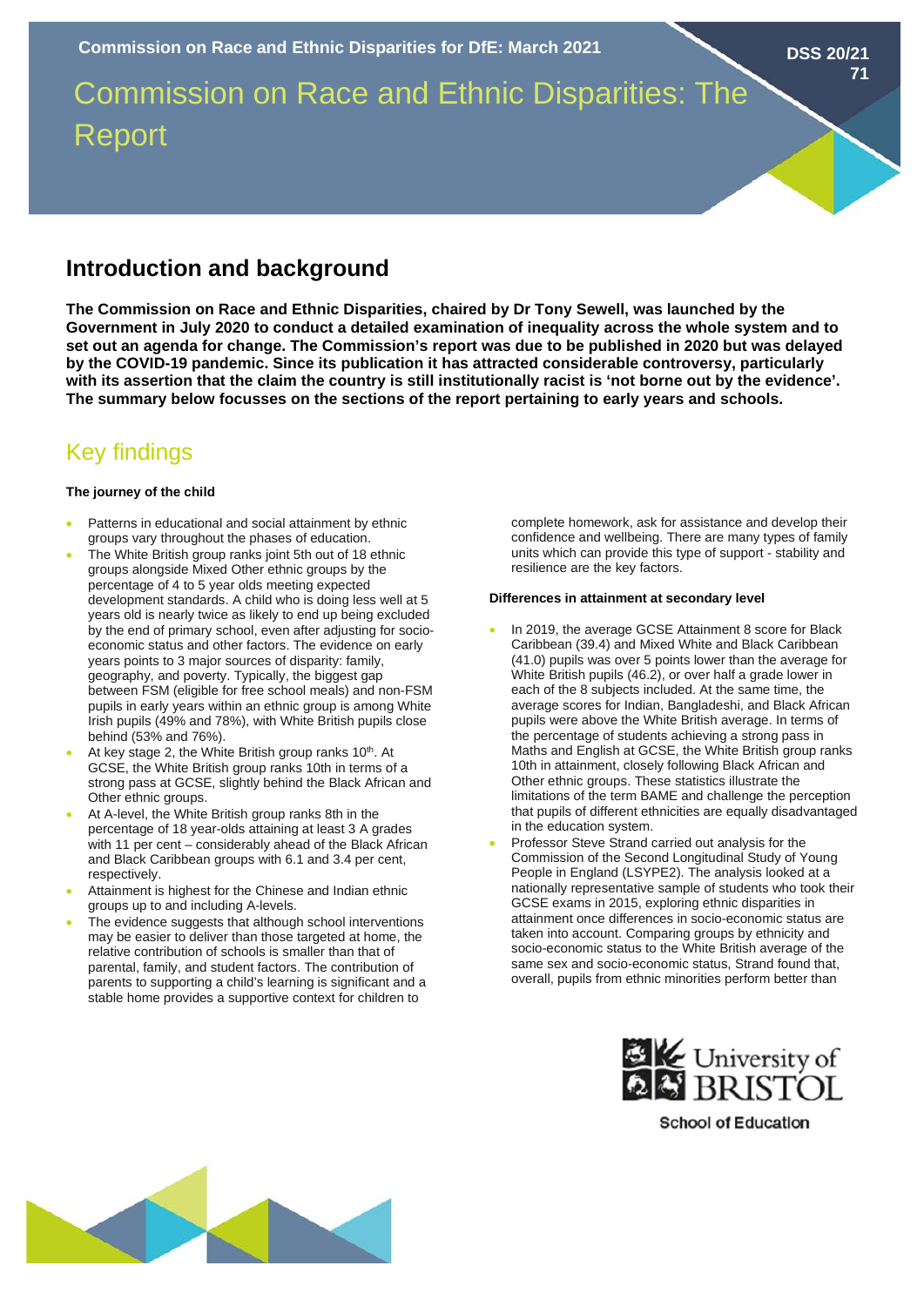# Commission on Race and Ethnic Disparities: The Report

## Introduction and background

**The Commission on Race and Ethnic Disparities, chaired by Dr Tony Sewell, was launched by the Government in July 2020 to conduct a detailed examination of inequality across the whole system and to set out an agenda for change. The Commission's report was due to be published in 2020 but was delayed by the COVID-19 pandemic. Since its publication it has attracted considerable controversy, particularly with its assertion that the claim the country is still institutionally racist is 'not borne out by the evidence'. The summary below focusses on the sections of the report pertaining to early years and schools.**

## Key findings

**The journey of the child**

- Patterns in educational and social attainment by ethnic groups vary throughout the phases of education.
- The White British group ranks joint 5th out of 18 ethnic groups alongside Mixed Other ethnic groups by the percentage of 4 to 5 year olds meeting expected development standards. A child who is doing less well at 5 years old is nearly twice as likely to end up being excluded by the end of primary school, even after adjusting for socio-economic status and other factors. The evidence on early years points to 3 major sources of disparity: family, geography, and poverty. Typically, the biggest gap between FSM (eligible for free school meals) and non-FSM pupils in early years within an ethnic group is among White Irish pupils (49% and 78%), with White British pupils close behind (53% and 76%).
- At key stage 2, the White British group ranks 10th. At GCSE, the White British group ranks 10th in terms of a strong pass at GCSE, slightly behind the Black African and Other ethnic groups.
- At A-level, the White British group ranks 8th in the percentage of 18 year-olds attaining at least 3 A grades with 11 per cent – considerably ahead of the Black African and Black Caribbean groups with 6.1 and 3.4 per cent, respectively.
- Attainment is highest for the Chinese and Indian ethnic groups up to and including A-levels.
- The evidence suggests that although school interventions may be easier to deliver than those targeted at home, the relative contribution of schools is smaller than that of parental, family, and student factors. The contribution of parents to supporting a child's learning is significant and a stable home provides a supportive context for children to complete homework, ask for assistance and develop their confidence and wellbeing. There are many types of family units which can provide this type of support - stability and resilience are the key factors.

**Differences in attainment at secondary level**

- In 2019, the average GCSE Attainment 8 score for Black Caribbean (39.4) and Mixed White and Black Caribbean (41.0) pupils was over 5 points lower than the average for White British pupils (46.2), or over half a grade lower in each of the 8 subjects included. At the same time, the average scores for Indian, Bangladeshi, and Black African pupils were above the White British average. In terms of the percentage of students achieving a strong pass in Maths and English at GCSE, the White British group ranks 10th in attainment, closely following Black African and Other ethnic groups. These statistics illustrate the limitations of the term BAME and challenge the perception that pupils of different ethnicities are equally disadvantaged in the education system.
- Professor Steve Strand carried out analysis for the Commission of the Second Longitudinal Study of Young People in England (LSYPE2). The analysis looked at a nationally representative sample of students who took their GCSE exams in 2015, exploring ethnic disparities in attainment once differences in socio-economic status are taken into account. Comparing groups by ethnicity and socio-economic status to the White British average of the same sex and socio-economic status, Strand found that, overall, pupils from ethnic minorities perform better than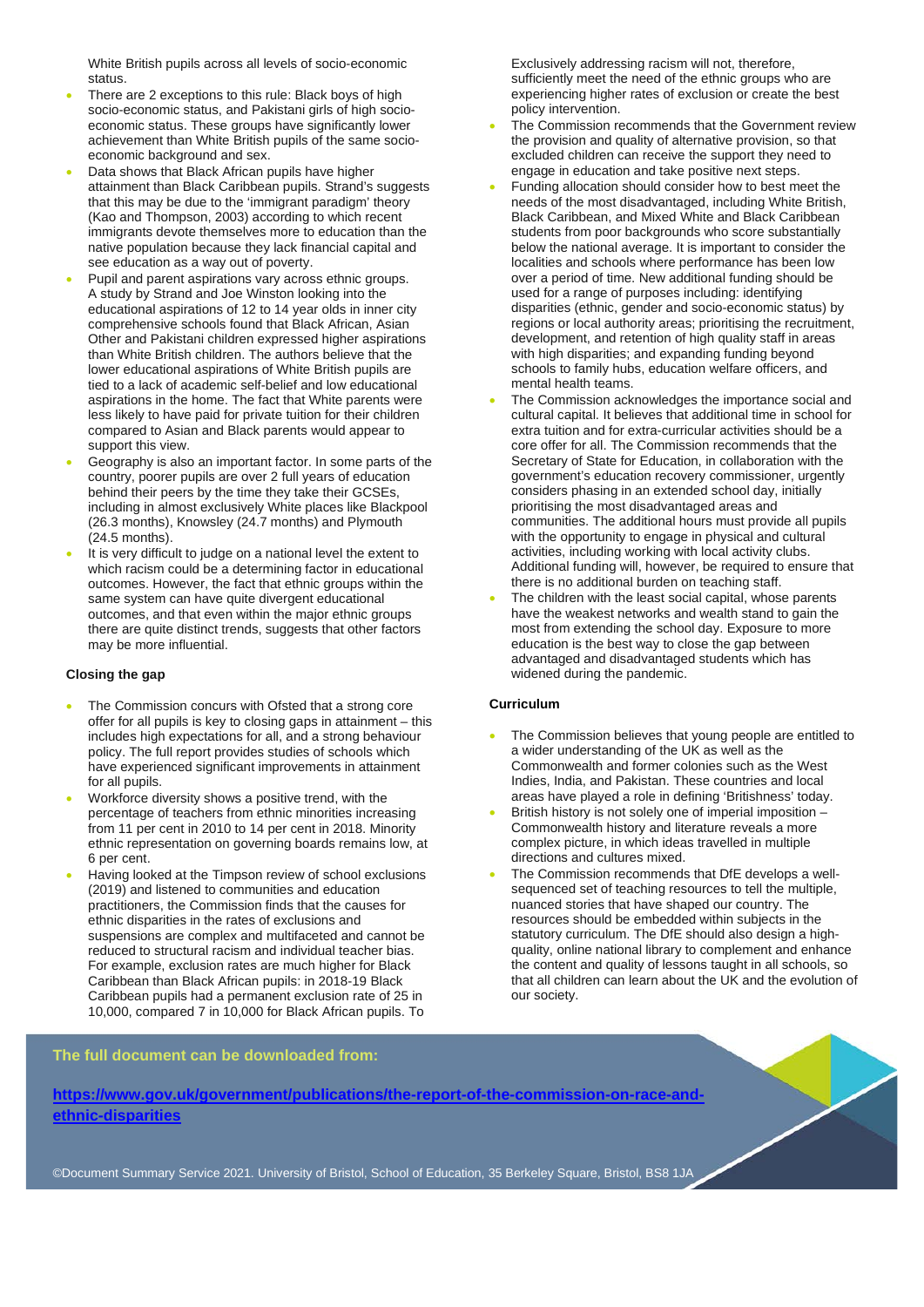White British pupils across all levels of socio-economic status.

- There are 2 exceptions to this rule: Black boys of high socio-economic status, and Pakistani girls of high socio-economic status. These groups have significantly lower achievement than White British pupils of the same socio-economic background and sex.
- Data shows that Black African pupils have higher attainment than Black Caribbean pupils. Strand's suggests that this may be due to the 'immigrant paradigm' theory (Kao and Thompson, 2003) according to which recent immigrants devote themselves more to education than the native population because they lack financial capital and see education as a way out of poverty.
- Pupil and parent aspirations vary across ethnic groups. A study by Strand and Joe Winston looking into the educational aspirations of 12 to 14 year olds in inner city comprehensive schools found that Black African, Asian Other and Pakistani children expressed higher aspirations than White British children. The authors believe that the lower educational aspirations of White British pupils are tied to a lack of academic self-belief and low educational aspirations in the home. The fact that White parents were less likely to have paid for private tuition for their children compared to Asian and Black parents would appear to support this view.
- Geography is also an important factor. In some parts of the country, poorer pupils are over 2 full years of education behind their peers by the time they take their GCSEs, including in almost exclusively White places like Blackpool (26.3 months), Knowsley (24.7 months) and Plymouth (24.5 months).
- It is very difficult to judge on a national level the extent to which racism could be a determining factor in educational outcomes. However, the fact that ethnic groups within the same system can have quite divergent educational outcomes, and that even within the major ethnic groups there are quite distinct trends, suggests that other factors may be more influential.

**Closing the gap**

- The Commission concurs with Ofsted that a strong core offer for all pupils is key to closing gaps in attainment – this includes high expectations for all, and a strong behaviour policy. The full report provides studies of schools which have experienced significant improvements in attainment for all pupils.
- Workforce diversity shows a positive trend, with the percentage of teachers from ethnic minorities increasing from 11 per cent in 2010 to 14 per cent in 2018. Minority ethnic representation on governing boards remains low, at 6 per cent.
- Having looked at the Timpson review of school exclusions (2019) and listened to communities and education practitioners, the Commission finds that the causes for ethnic disparities in the rates of exclusions and suspensions are complex and multifaceted and cannot be reduced to structural racism and individual teacher bias. For example, exclusion rates are much higher for Black Caribbean than Black African pupils: in 2018-19 Black Caribbean pupils had a permanent exclusion rate of 25 in 10,000, compared 7 in 10,000 for Black African pupils. To Exclusively addressing racism will not, therefore, sufficiently meet the need of the ethnic groups who are experiencing higher rates of exclusion or create the best policy intervention.
- The Commission recommends that the Government review the provision and quality of alternative provision, so that excluded children can receive the support they need to engage in education and take positive next steps.
- Funding allocation should consider how to best meet the needs of the most disadvantaged, including White British, Black Caribbean, and Mixed White and Black Caribbean students from poor backgrounds who score substantially below the national average. It is important to consider the localities and schools where performance has been low over a period of time. New additional funding should be used for a range of purposes including: identifying disparities (ethnic, gender and socio-economic status) by regions or local authority areas; prioritising the recruitment, development, and retention of high quality staff in areas with high disparities; and expanding funding beyond schools to family hubs, education welfare officers, and mental health teams.
- The Commission acknowledges the importance social and cultural capital. It believes that additional time in school for extra tuition and for extra-curricular activities should be a core offer for all. The Commission recommends that the Secretary of State for Education, in collaboration with the government's education recovery commissioner, urgently considers phasing in an extended school day, initially prioritising the most disadvantaged areas and communities. The additional hours must provide all pupils with the opportunity to engage in physical and cultural activities, including working with local activity clubs. Additional funding will, however, be required to ensure that there is no additional burden on teaching staff.
- The children with the least social capital, whose parents have the weakest networks and wealth stand to gain the most from extending the school day. Exposure to more education is the best way to close the gap between advantaged and disadvantaged students which has widened during the pandemic.

**Curriculum**

- The Commission believes that young people are entitled to a wider understanding of the UK as well as the Commonwealth and former colonies such as the West Indies, India, and Pakistan. These countries and local areas have played a role in defining 'Britishness' today.
- British history is not solely one of imperial imposition – Commonwealth history and literature reveals a more complex picture, in which ideas travelled in multiple directions and cultures mixed.
- The Commission recommends that DfE develops a well-sequenced set of teaching resources to tell the multiple, nuanced stories that have shaped our country. The resources should be embedded within subjects in the statutory curriculum. The DfE should also design a high-quality, online national library to complement and enhance the content and quality of lessons taught in all schools, so that all children can learn about the UK and the evolution of our society.

**The full document can be downloaded from:**

**https://www.gov.uk/government/publications/the-report-of-the-commission-on-race-and-ethnic-disparities**

©Document Summary Service 2021. University of Bristol, School of Education, 35 Berkeley Square, Bristol, BS8 1JA